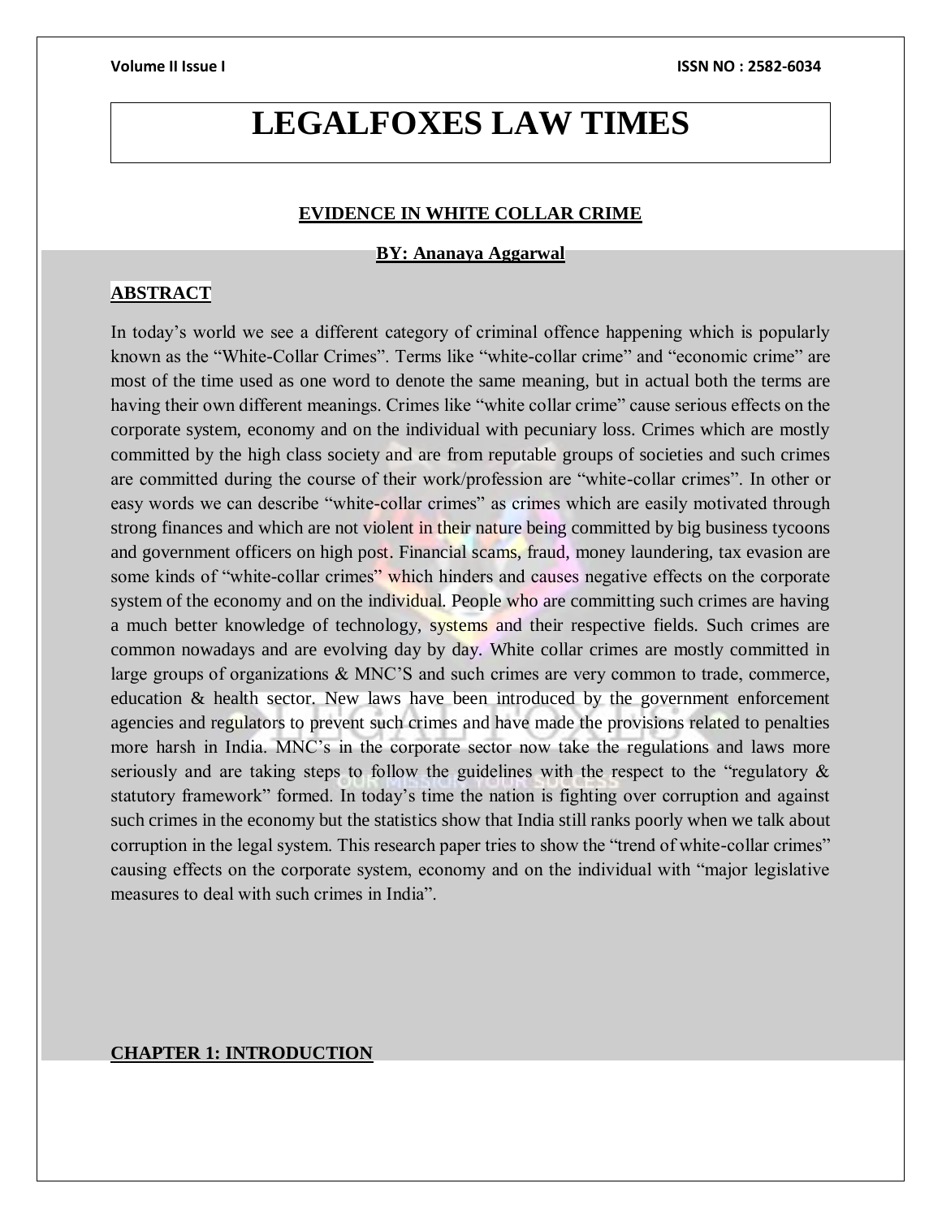# LEGALFOXES LAW TIMES

## EVIDENCE IN WHITE COLLAR CRIME

**BY: Ananaya Aggarwal**

## ABSTRACT

In today's world we see a different category of criminal offence happening which is popularly known as the "White-Collar Crimes". Terms like "white-collar crime" and "economic crime" are most of the time used as one word to denote the same meaning, but in actual both the terms are having their own different meanings. Crimes like "white collar crime" cause serious effects on the corporate system, economy and on the individual with pecuniary loss. Crimes which are mostly committed by the high class society and are from reputable groups of societies and such crimes are committed during the course of their work/profession are "white-collar crimes". In other or easy words we can describe "white-collar crimes" as crimes which are easily motivated through strong finances and which are not violent in their nature being committed by big business tycoons and government officers on high post. Financial scams, fraud, money laundering, tax evasion are some kinds of "white-collar crimes" which hinders and causes negative effects on the corporate system of the economy and on the individual. People who are committing such crimes are having a much better knowledge of technology, systems and their respective fields. Such crimes are common nowadays and are evolving day by day. White collar crimes are mostly committed in large groups of organizations & MNC'S and such crimes are very common to trade, commerce, education & health sector. New laws have been introduced by the government enforcement agencies and regulators to prevent such crimes and have made the provisions related to penalties more harsh in India. MNC's in the corporate sector now take the regulations and laws more seriously and are taking steps to follow the guidelines with the respect to the "regulatory & statutory framework" formed. In today's time the nation is fighting over corruption and against such crimes in the economy but the statistics show that India still ranks poorly when we talk about corruption in the legal system. This research paper tries to show the "trend of white-collar crimes" causing effects on the corporate system, economy and on the individual with "major legislative measures to deal with such crimes in India".

## CHAPTER 1: INTRODUCTION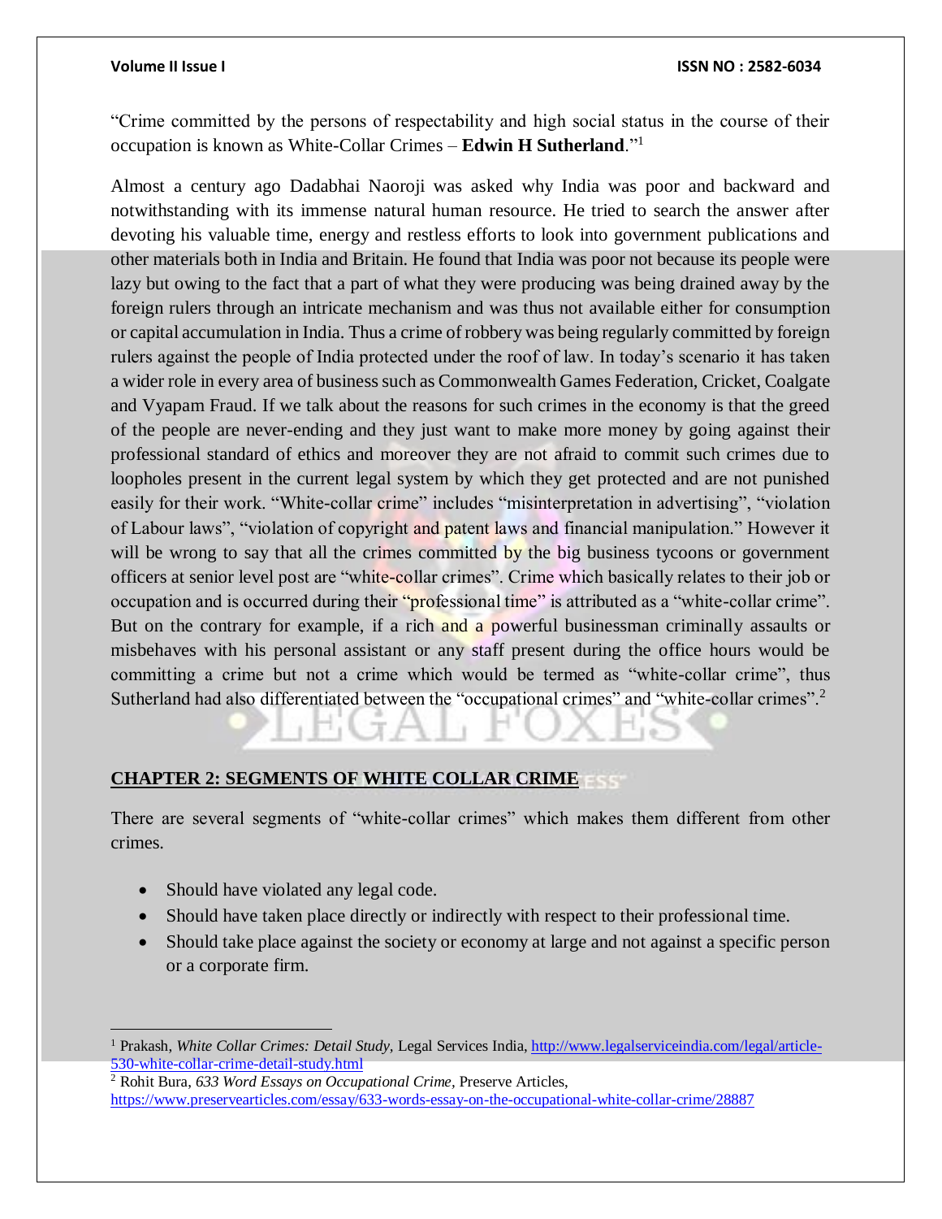"Crime committed by the persons of respectability and high social status in the course of their occupation is known as White-Collar Crimes – **Edwin H Sutherland**."[1]

Almost a century ago Dadabhai Naoroji was asked why India was poor and backward and notwithstanding with its immense natural human resource. He tried to search the answer after devoting his valuable time, energy and restless efforts to look into government publications and other materials both in India and Britain. He found that India was poor not because its people were lazy but owing to the fact that a part of what they were producing was being drained away by the foreign rulers through an intricate mechanism and was thus not available either for consumption or capital accumulation in India. Thus a crime of robbery was being regularly committed by foreign rulers against the people of India protected under the roof of law. In today's scenario it has taken a wider role in every area of business such as Commonwealth Games Federation, Cricket, Coalgate and Vyapam Fraud. If we talk about the reasons for such crimes in the economy is that the greed of the people are never-ending and they just want to make more money by going against their professional standard of ethics and moreover they are not afraid to commit such crimes due to loopholes present in the current legal system by which they get protected and are not punished easily for their work. "White-collar crime" includes "misinterpretation in advertising", "violation of Labour laws", "violation of copyright and patent laws and financial manipulation." However it will be wrong to say that all the crimes committed by the big business tycoons or government officers at senior level post are "white-collar crimes". Crime which basically relates to their job or occupation and is occurred during their "professional time" is attributed as a "white-collar crime". But on the contrary for example, if a rich and a powerful businessman criminally assaults or misbehaves with his personal assistant or any staff present during the office hours would be committing a crime but not a crime which would be termed as "white-collar crime", thus Sutherland had also differentiated between the "occupational crimes" and "white-collar crimes".[2]

## CHAPTER 2: SEGMENTS OF WHITE COLLAR CRIME

There are several segments of "white-collar crimes" which makes them different from other crimes.

- Should have violated any legal code.
- Should have taken place directly or indirectly with respect to their professional time.
- Should take place against the society or economy at large and not against a specific person or a corporate firm.

---

[1] Prakash, *White Collar Crimes: Detail Study,* Legal Services India, http://www.legalserviceindia.com/legal/article-530-white-collar-crime-detail-study.html

[2] Rohit Bura, *633 Word Essays on Occupational Crime,* Preserve Articles, https://www.preservearticles.com/essay/633-words-essay-on-the-occupational-white-collar-crime/28887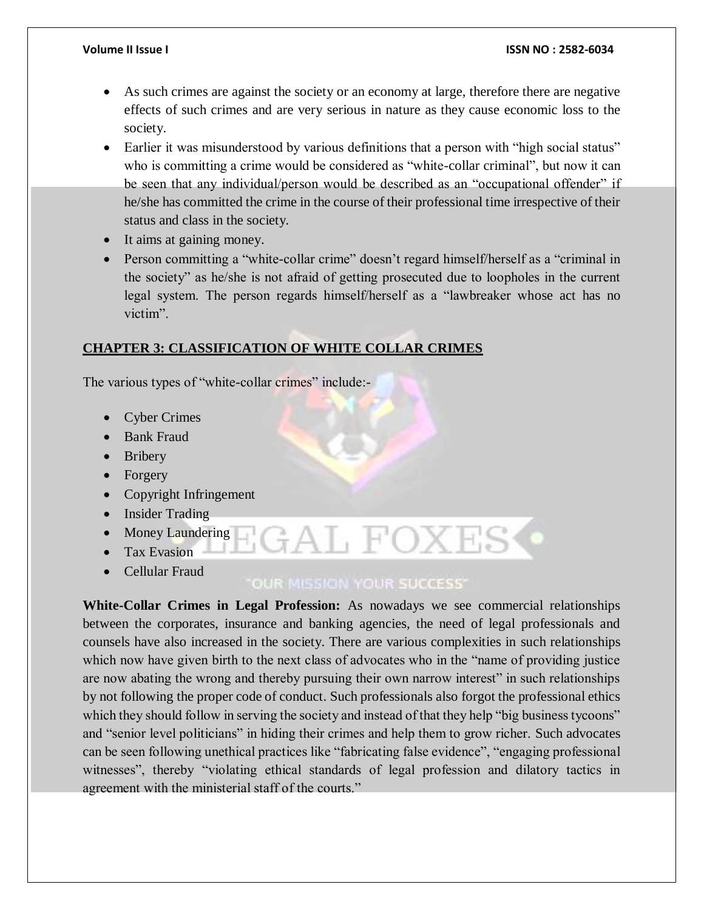- As such crimes are against the society or an economy at large, therefore there are negative effects of such crimes and are very serious in nature as they cause economic loss to the society.
- Earlier it was misunderstood by various definitions that a person with "high social status" who is committing a crime would be considered as "white-collar criminal", but now it can be seen that any individual/person would be described as an "occupational offender" if he/she has committed the crime in the course of their professional time irrespective of their status and class in the society.
- It aims at gaining money.
- Person committing a "white-collar crime" doesn't regard himself/herself as a "criminal in the society" as he/she is not afraid of getting prosecuted due to loopholes in the current legal system. The person regards himself/herself as a "lawbreaker whose act has no victim".

## CHAPTER 3: CLASSIFICATION OF WHITE COLLAR CRIMES

The various types of "white-collar crimes" include:-

- Cyber Crimes
- Bank Fraud
- Bribery
- Forgery
- Copyright Infringement
- Insider Trading
- Money Laundering
- Tax Evasion
- Cellular Fraud

**White-Collar Crimes in Legal Profession:** As nowadays we see commercial relationships between the corporates, insurance and banking agencies, the need of legal professionals and counsels have also increased in the society. There are various complexities in such relationships which now have given birth to the next class of advocates who in the "name of providing justice are now abating the wrong and thereby pursuing their own narrow interest" in such relationships by not following the proper code of conduct. Such professionals also forgot the professional ethics which they should follow in serving the society and instead of that they help "big business tycoons" and "senior level politicians" in hiding their crimes and help them to grow richer. Such advocates can be seen following unethical practices like "fabricating false evidence", "engaging professional witnesses", thereby "violating ethical standards of legal profession and dilatory tactics in agreement with the ministerial staff of the courts."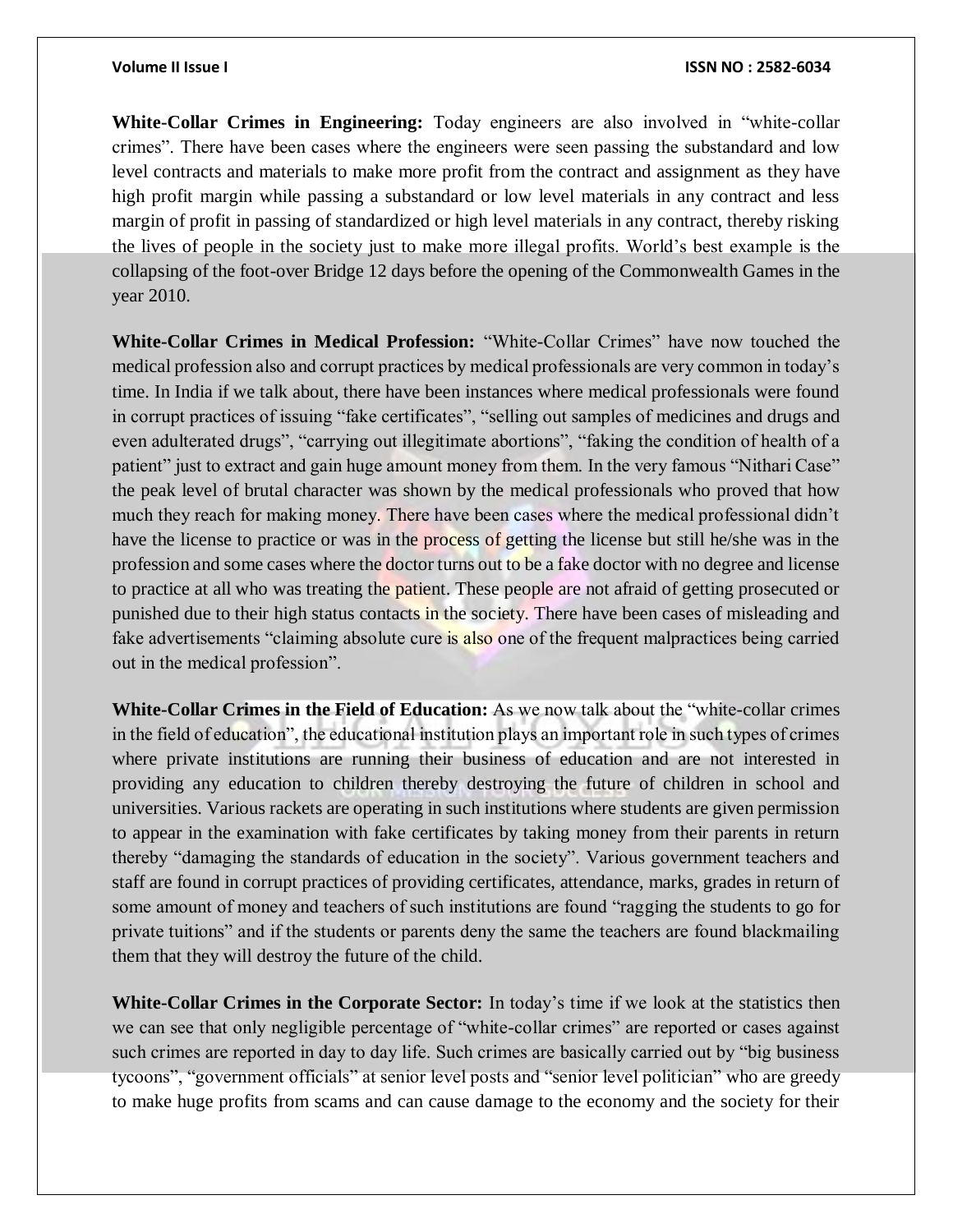**White-Collar Crimes in Engineering:** Today engineers are also involved in "white-collar crimes". There have been cases where the engineers were seen passing the substandard and low level contracts and materials to make more profit from the contract and assignment as they have high profit margin while passing a substandard or low level materials in any contract and less margin of profit in passing of standardized or high level materials in any contract, thereby risking the lives of people in the society just to make more illegal profits. World's best example is the collapsing of the foot-over Bridge 12 days before the opening of the Commonwealth Games in the year 2010.

**White-Collar Crimes in Medical Profession:** "White-Collar Crimes" have now touched the medical profession also and corrupt practices by medical professionals are very common in today's time. In India if we talk about, there have been instances where medical professionals were found in corrupt practices of issuing "fake certificates", "selling out samples of medicines and drugs and even adulterated drugs", "carrying out illegitimate abortions", "faking the condition of health of a patient" just to extract and gain huge amount money from them. In the very famous "Nithari Case" the peak level of brutal character was shown by the medical professionals who proved that how much they reach for making money. There have been cases where the medical professional didn't have the license to practice or was in the process of getting the license but still he/she was in the profession and some cases where the doctor turns out to be a fake doctor with no degree and license to practice at all who was treating the patient. These people are not afraid of getting prosecuted or punished due to their high status contacts in the society. There have been cases of misleading and fake advertisements "claiming absolute cure is also one of the frequent malpractices being carried out in the medical profession".

**White-Collar Crimes in the Field of Education:** As we now talk about the "white-collar crimes in the field of education", the educational institution plays an important role in such types of crimes where private institutions are running their business of education and are not interested in providing any education to children thereby destroying the future of children in school and universities. Various rackets are operating in such institutions where students are given permission to appear in the examination with fake certificates by taking money from their parents in return thereby "damaging the standards of education in the society". Various government teachers and staff are found in corrupt practices of providing certificates, attendance, marks, grades in return of some amount of money and teachers of such institutions are found "ragging the students to go for private tuitions" and if the students or parents deny the same the teachers are found blackmailing them that they will destroy the future of the child.

**White-Collar Crimes in the Corporate Sector:** In today's time if we look at the statistics then we can see that only negligible percentage of "white-collar crimes" are reported or cases against such crimes are reported in day to day life. Such crimes are basically carried out by "big business tycoons", "government officials" at senior level posts and "senior level politician" who are greedy to make huge profits from scams and can cause damage to the economy and the society for their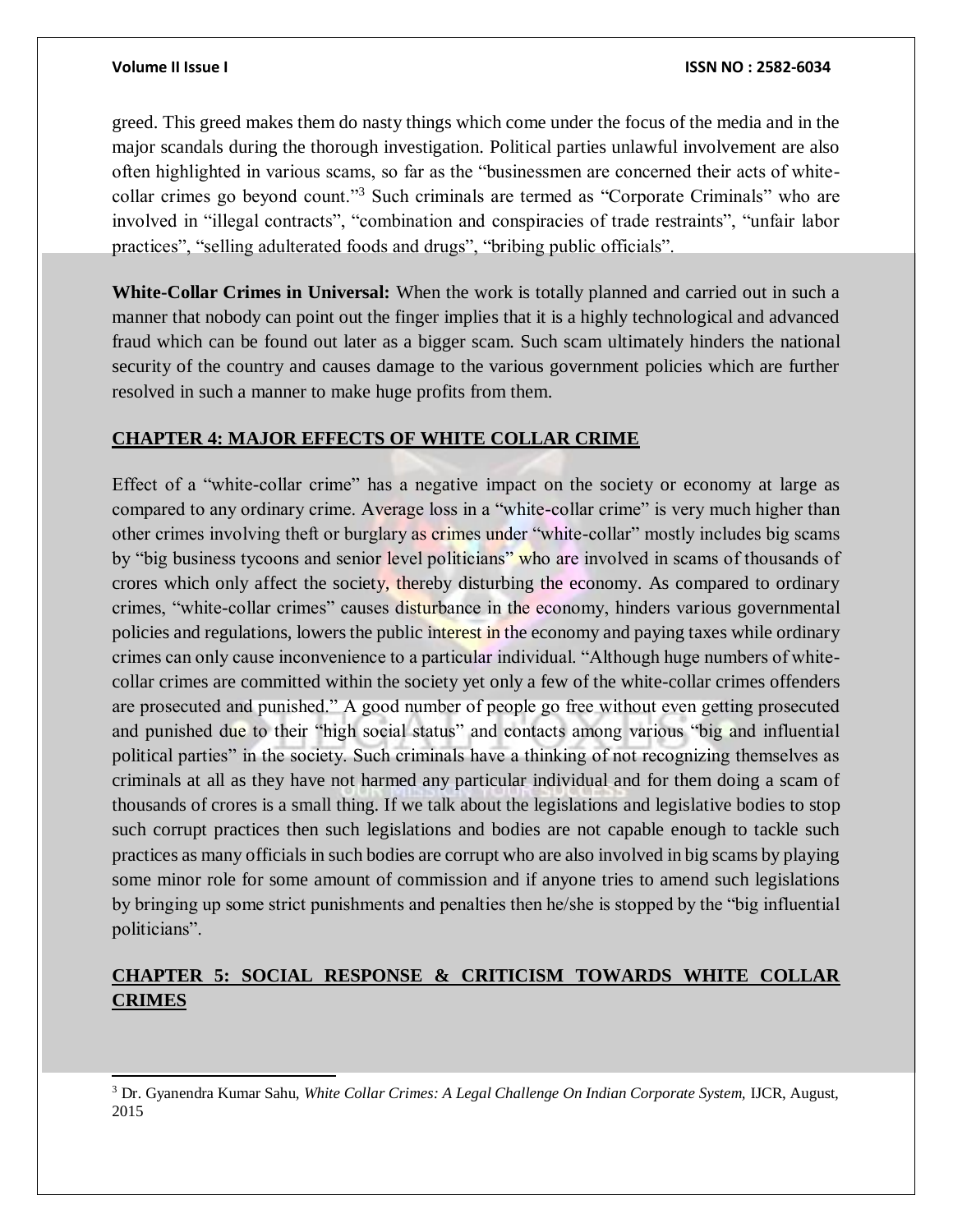greed. This greed makes them do nasty things which come under the focus of the media and in the major scandals during the thorough investigation. Political parties unlawful involvement are also often highlighted in various scams, so far as the "businessmen are concerned their acts of white-collar crimes go beyond count."[3] Such criminals are termed as "Corporate Criminals" who are involved in "illegal contracts", "combination and conspiracies of trade restraints", "unfair labor practices", "selling adulterated foods and drugs", "bribing public officials".

**White-Collar Crimes in Universal:** When the work is totally planned and carried out in such a manner that nobody can point out the finger implies that it is a highly technological and advanced fraud which can be found out later as a bigger scam. Such scam ultimately hinders the national security of the country and causes damage to the various government policies which are further resolved in such a manner to make huge profits from them.

## CHAPTER 4: MAJOR EFFECTS OF WHITE COLLAR CRIME

Effect of a "white-collar crime" has a negative impact on the society or economy at large as compared to any ordinary crime. Average loss in a "white-collar crime" is very much higher than other crimes involving theft or burglary as crimes under "white-collar" mostly includes big scams by "big business tycoons and senior level politicians" who are involved in scams of thousands of crores which only affect the society, thereby disturbing the economy. As compared to ordinary crimes, "white-collar crimes" causes disturbance in the economy, hinders various governmental policies and regulations, lowers the public interest in the economy and paying taxes while ordinary crimes can only cause inconvenience to a particular individual. "Although huge numbers of white-collar crimes are committed within the society yet only a few of the white-collar crimes offenders are prosecuted and punished." A good number of people go free without even getting prosecuted and punished due to their "high social status" and contacts among various "big and influential political parties" in the society. Such criminals have a thinking of not recognizing themselves as criminals at all as they have not harmed any particular individual and for them doing a scam of thousands of crores is a small thing. If we talk about the legislations and legislative bodies to stop such corrupt practices then such legislations and bodies are not capable enough to tackle such practices as many officials in such bodies are corrupt who are also involved in big scams by playing some minor role for some amount of commission and if anyone tries to amend such legislations by bringing up some strict punishments and penalties then he/she is stopped by the "big influential politicians".

## CHAPTER 5: SOCIAL RESPONSE & CRITICISM TOWARDS WHITE COLLAR CRIMES

---

[3] Dr. Gyanendra Kumar Sahu, *White Collar Crimes: A Legal Challenge On Indian Corporate System,* IJCR, August, 2015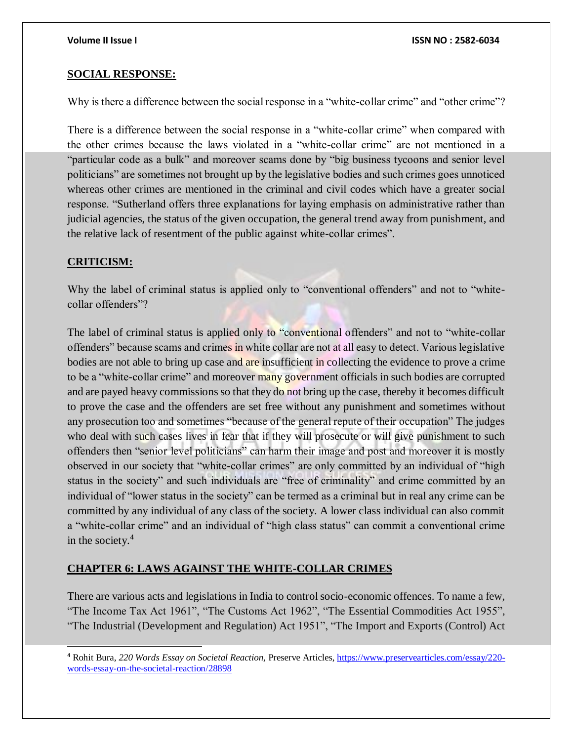## SOCIAL RESPONSE:

Why is there a difference between the social response in a "white-collar crime" and "other crime"?

There is a difference between the social response in a "white-collar crime" when compared with the other crimes because the laws violated in a "white-collar crime" are not mentioned in a "particular code as a bulk" and moreover scams done by "big business tycoons and senior level politicians" are sometimes not brought up by the legislative bodies and such crimes goes unnoticed whereas other crimes are mentioned in the criminal and civil codes which have a greater social response. "Sutherland offers three explanations for laying emphasis on administrative rather than judicial agencies, the status of the given occupation, the general trend away from punishment, and the relative lack of resentment of the public against white-collar crimes".

## CRITICISM:

Why the label of criminal status is applied only to "conventional offenders" and not to "white-collar offenders"?

The label of criminal status is applied only to "conventional offenders" and not to "white-collar offenders" because scams and crimes in white collar are not at all easy to detect. Various legislative bodies are not able to bring up case and are insufficient in collecting the evidence to prove a crime to be a "white-collar crime" and moreover many government officials in such bodies are corrupted and are payed heavy commissions so that they do not bring up the case, thereby it becomes difficult to prove the case and the offenders are set free without any punishment and sometimes without any prosecution too and sometimes "because of the general repute of their occupation" The judges who deal with such cases lives in fear that if they will prosecute or will give punishment to such offenders then "senior level politicians" can harm their image and post and moreover it is mostly observed in our society that "white-collar crimes" are only committed by an individual of "high status in the society" and such individuals are "free of criminality" and crime committed by an individual of "lower status in the society" can be termed as a criminal but in real any crime can be committed by any individual of any class of the society. A lower class individual can also commit a "white-collar crime" and an individual of "high class status" can commit a conventional crime in the society.[4]

## CHAPTER 6: LAWS AGAINST THE WHITE-COLLAR CRIMES

There are various acts and legislations in India to control socio-economic offences. To name a few, "The Income Tax Act 1961", "The Customs Act 1962", "The Essential Commodities Act 1955", "The Industrial (Development and Regulation) Act 1951", "The Import and Exports (Control) Act

---

[4] Rohit Bura, *220 Words Essay on Societal Reaction,* Preserve Articles, https://www.preservearticles.com/essay/220-words-essay-on-the-societal-reaction/28898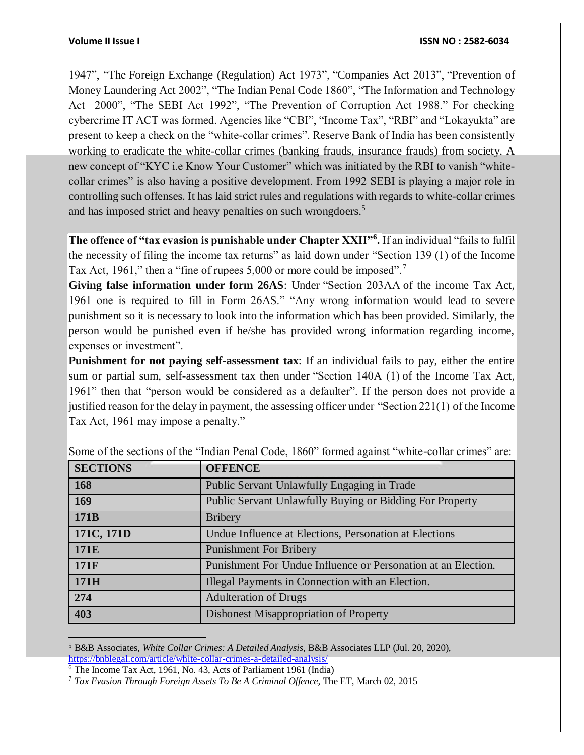1947", "The Foreign Exchange (Regulation) Act 1973", "Companies Act 2013", "Prevention of Money Laundering Act 2002", "The Indian Penal Code 1860", "The Information and Technology Act 2000", "The SEBI Act 1992", "The Prevention of Corruption Act 1988." For checking cybercrime IT ACT was formed. Agencies like "CBI", "Income Tax", "RBI" and "Lokayukta" are present to keep a check on the "white-collar crimes". Reserve Bank of India has been consistently working to eradicate the white-collar crimes (banking frauds, insurance frauds) from society. A new concept of "KYC i.e Know Your Customer" which was initiated by the RBI to vanish "white-collar crimes" is also having a positive development. From 1992 SEBI is playing a major role in controlling such offenses. It has laid strict rules and regulations with regards to white-collar crimes and has imposed strict and heavy penalties on such wrongdoers.[5]

**The offence of "tax evasion is punishable under Chapter XXII"[6].** If an individual "fails to fulfil the necessity of filing the income tax returns" as laid down under "Section 139 (1) of the Income Tax Act, 1961," then a "fine of rupees 5,000 or more could be imposed".[7]

**Giving false information under form 26AS**: Under "Section 203AA of the income Tax Act, 1961 one is required to fill in Form 26AS." "Any wrong information would lead to severe punishment so it is necessary to look into the information which has been provided. Similarly, the person would be punished even if he/she has provided wrong information regarding income, expenses or investment".

**Punishment for not paying self-assessment tax**: If an individual fails to pay, either the entire sum or partial sum, self-assessment tax then under "Section 140A (1) of the Income Tax Act, 1961" then that "person would be considered as a defaulter". If the person does not provide a justified reason for the delay in payment, the assessing officer under "Section 221(1) of the Income Tax Act, 1961 may impose a penalty."

Some of the sections of the "Indian Penal Code, 1860" formed against "white-collar crimes" are:

| SECTIONS | OFFENCE |
|---|---|
| 168 | Public Servant Unlawfully Engaging in Trade |
| 169 | Public Servant Unlawfully Buying or Bidding For Property |
| 171B | Bribery |
| 171C, 171D | Undue Influence at Elections, Personation at Elections |
| 171E | Punishment For Bribery |
| 171F | Punishment For Undue Influence or Personation at an Election. |
| 171H | Illegal Payments in Connection with an Election. |
| 274 | Adulteration of Drugs |
| 403 | Dishonest Misappropriation of Property |

[5] B&B Associates, *White Collar Crimes: A Detailed Analysis*, B&B Associates LLP (Jul. 20, 2020), https://bnblegal.com/article/white-collar-crimes-a-detailed-analysis/

[6] The Income Tax Act, 1961, No. 43, Acts of Parliament 1961 (India)

[7] *Tax Evasion Through Foreign Assets To Be A Criminal Offence*, The ET, March 02, 2015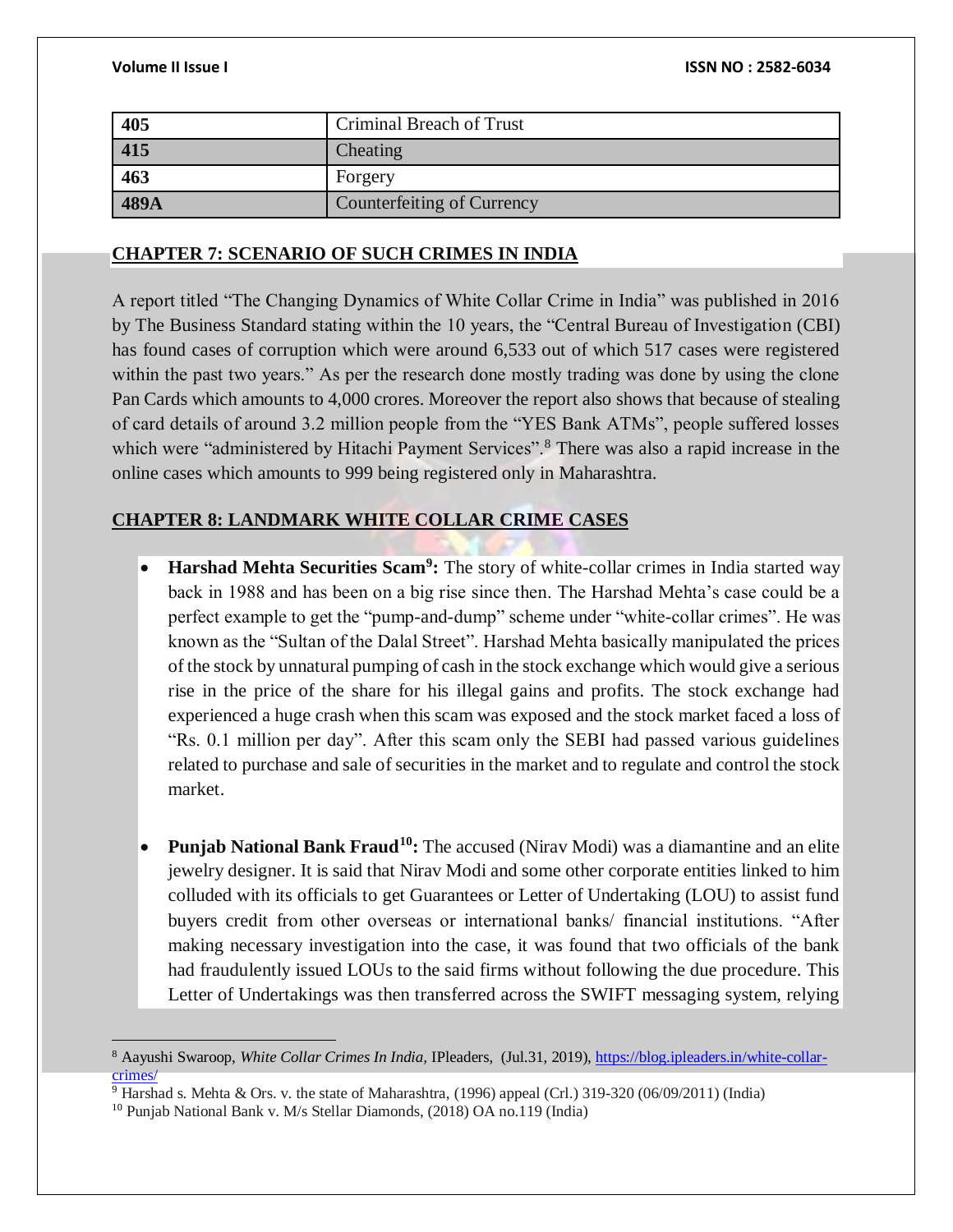| 405 | Criminal Breach of Trust |
|---|---|
| 415 | Cheating |
| 463 | Forgery |
| 489A | Counterfeiting of Currency |

## CHAPTER 7: SCENARIO OF SUCH CRIMES IN INDIA

A report titled "The Changing Dynamics of White Collar Crime in India" was published in 2016 by The Business Standard stating within the 10 years, the "Central Bureau of Investigation (CBI) has found cases of corruption which were around 6,533 out of which 517 cases were registered within the past two years." As per the research done mostly trading was done by using the clone Pan Cards which amounts to 4,000 crores. Moreover the report also shows that because of stealing of card details of around 3.2 million people from the "YES Bank ATMs", people suffered losses which were "administered by Hitachi Payment Services".[8] There was also a rapid increase in the online cases which amounts to 999 being registered only in Maharashtra.

## CHAPTER 8: LANDMARK WHITE COLLAR CRIME CASES

- **Harshad Mehta Securities Scam[9]:** The story of white-collar crimes in India started way back in 1988 and has been on a big rise since then. The Harshad Mehta's case could be a perfect example to get the "pump-and-dump" scheme under "white-collar crimes". He was known as the "Sultan of the Dalal Street". Harshad Mehta basically manipulated the prices of the stock by unnatural pumping of cash in the stock exchange which would give a serious rise in the price of the share for his illegal gains and profits. The stock exchange had experienced a huge crash when this scam was exposed and the stock market faced a loss of "Rs. 0.1 million per day". After this scam only the SEBI had passed various guidelines related to purchase and sale of securities in the market and to regulate and control the stock market.

- **Punjab National Bank Fraud[10]:** The accused (Nirav Modi) was a diamantine and an elite jewelry designer. It is said that Nirav Modi and some other corporate entities linked to him colluded with its officials to get Guarantees or Letter of Undertaking (LOU) to assist fund buyers credit from other overseas or international banks/ financial institutions. "After making necessary investigation into the case, it was found that two officials of the bank had fraudulently issued LOUs to the said firms without following the due procedure. This Letter of Undertakings was then transferred across the SWIFT messaging system, relying

---

[8] Aayushi Swaroop, *White Collar Crimes In India*, IPleaders, (Jul.31, 2019), https://blog.ipleaders.in/white-collar-crimes/

[9] Harshad s. Mehta & Ors. v. the state of Maharashtra, (1996) appeal (Crl.) 319-320 (06/09/2011) (India)

[10] Punjab National Bank v. M/s Stellar Diamonds, (2018) OA no.119 (India)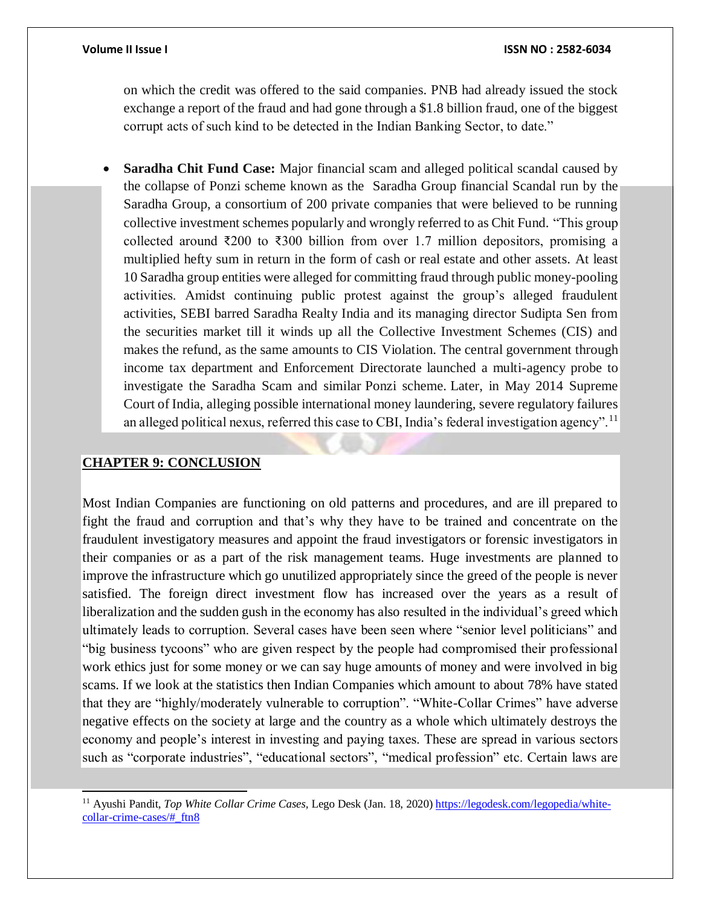on which the credit was offered to the said companies. PNB had already issued the stock exchange a report of the fraud and had gone through a $1.8 billion fraud, one of the biggest corrupt acts of such kind to be detected in the Indian Banking Sector, to date."

- **Saradha Chit Fund Case:** Major financial scam and alleged political scandal caused by the collapse of Ponzi scheme known as the Saradha Group financial Scandal run by the Saradha Group, a consortium of 200 private companies that were believed to be running collective investment schemes popularly and wrongly referred to as Chit Fund. "This group collected around ₹200 to ₹300 billion from over 1.7 million depositors, promising a multiplied hefty sum in return in the form of cash or real estate and other assets. At least 10 Saradha group entities were alleged for committing fraud through public money-pooling activities. Amidst continuing public protest against the group's alleged fraudulent activities, SEBI barred Saradha Realty India and its managing director Sudipta Sen from the securities market till it winds up all the Collective Investment Schemes (CIS) and makes the refund, as the same amounts to CIS Violation. The central government through income tax department and Enforcement Directorate launched a multi-agency probe to investigate the Saradha Scam and similar Ponzi scheme. Later, in May 2014 Supreme Court of India, alleging possible international money laundering, severe regulatory failures an alleged political nexus, referred this case to CBI, India's federal investigation agency".[11]

## **CHAPTER 9: CONCLUSION**

Most Indian Companies are functioning on old patterns and procedures, and are ill prepared to fight the fraud and corruption and that's why they have to be trained and concentrate on the fraudulent investigatory measures and appoint the fraud investigators or forensic investigators in their companies or as a part of the risk management teams. Huge investments are planned to improve the infrastructure which go unutilized appropriately since the greed of the people is never satisfied. The foreign direct investment flow has increased over the years as a result of liberalization and the sudden gush in the economy has also resulted in the individual's greed which ultimately leads to corruption. Several cases have been seen where "senior level politicians" and "big business tycoons" who are given respect by the people had compromised their professional work ethics just for some money or we can say huge amounts of money and were involved in big scams. If we look at the statistics then Indian Companies which amount to about 78% have stated that they are "highly/moderately vulnerable to corruption". "White-Collar Crimes" have adverse negative effects on the society at large and the country as a whole which ultimately destroys the economy and people's interest in investing and paying taxes. These are spread in various sectors such as "corporate industries", "educational sectors", "medical profession" etc. Certain laws are

[11] Ayushi Pandit, *Top White Collar Crime Cases,* Lego Desk (Jan. 18, 2020) https://legodesk.com/legopedia/white-collar-crime-cases/#_ftn8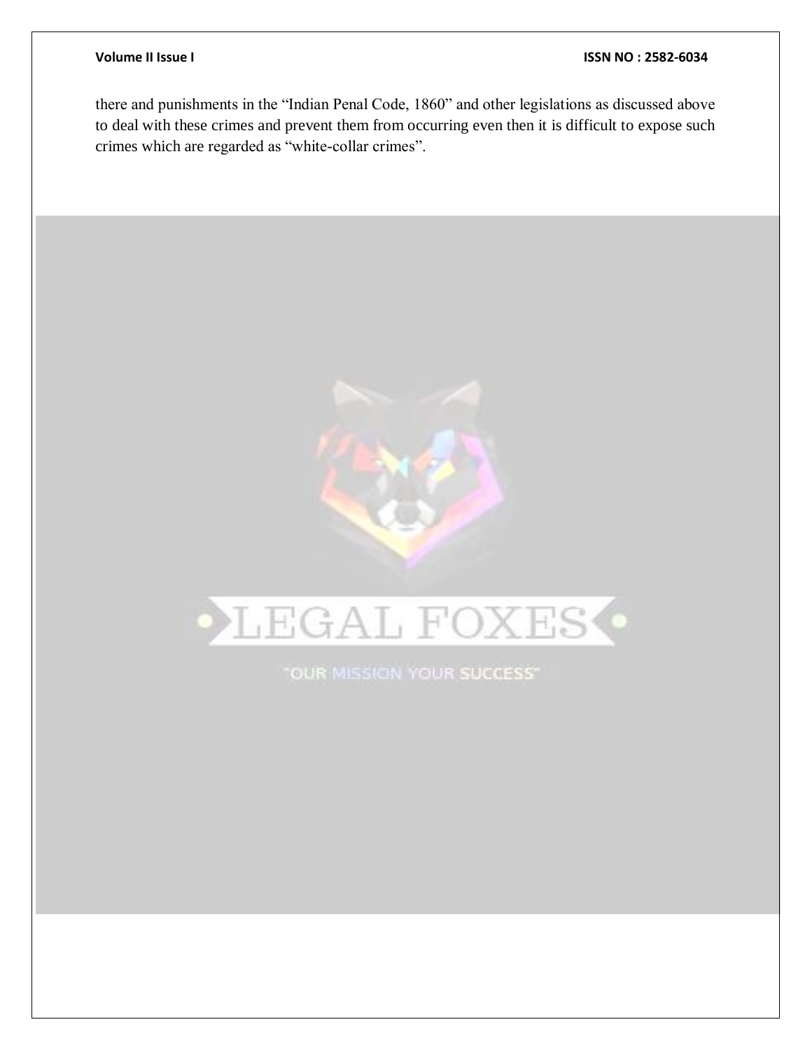there and punishments in the "Indian Penal Code, 1860" and other legislations as discussed above to deal with these crimes and prevent them from occurring even then it is difficult to expose such crimes which are regarded as "white-collar crimes".